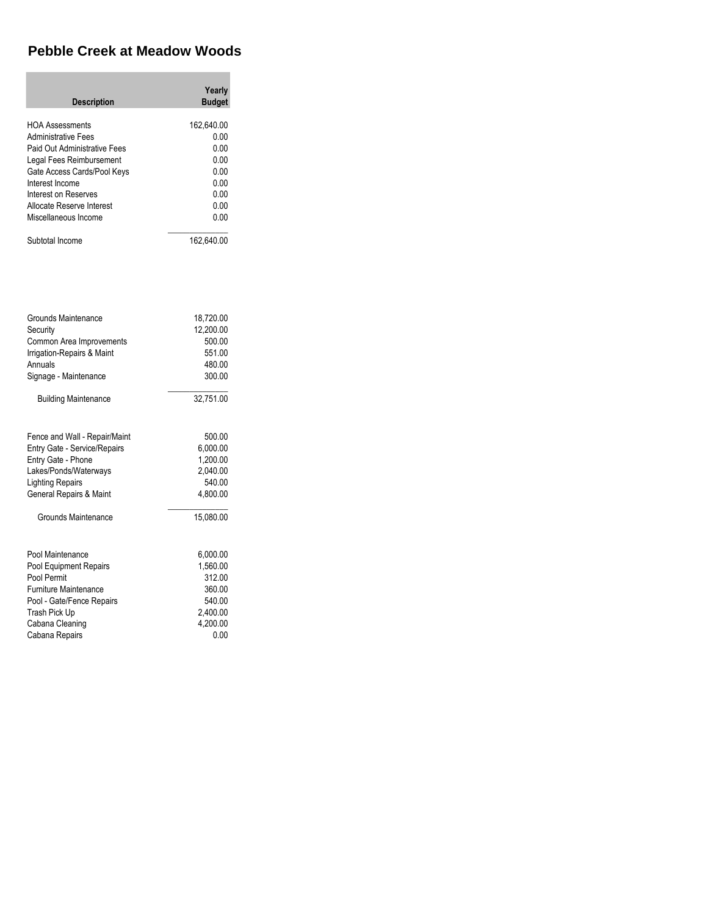# Pebble Creek at Meadow Woods

| Description | Yearly Budget |
|---|---|
| HOA Assessments | 162,640.00 |
| Administrative Fees | 0.00 |
| Paid Out Administrative Fees | 0.00 |
| Legal Fees Reimbursement | 0.00 |
| Gate Access Cards/Pool Keys | 0.00 |
| Interest Income | 0.00 |
| Interest on Reserves | 0.00 |
| Allocate Reserve Interest | 0.00 |
| Miscellaneous Income | 0.00 |
| Subtotal Income | 162,640.00 |
| | |
| Grounds Maintenance | 18,720.00 |
| Security | 12,200.00 |
| Common Area Improvements | 500.00 |
| Irrigation-Repairs & Maint | 551.00 |
| Annuals | 480.00 |
| Signage - Maintenance | 300.00 |
| Building Maintenance | 32,751.00 |
| | |
| Fence and Wall - Repair/Maint | 500.00 |
| Entry Gate - Service/Repairs | 6,000.00 |
| Entry Gate - Phone | 1,200.00 |
| Lakes/Ponds/Waterways | 2,040.00 |
| Lighting Repairs | 540.00 |
| General Repairs & Maint | 4,800.00 |
| Grounds Maintenance | 15,080.00 |
| | |
| Pool Maintenance | 6,000.00 |
| Pool Equipment Repairs | 1,560.00 |
| Pool Permit | 312.00 |
| Furniture Maintenance | 360.00 |
| Pool - Gate/Fence Repairs | 540.00 |
| Trash Pick Up | 2,400.00 |
| Cabana Cleaning | 4,200.00 |
| Cabana Repairs | 0.00 |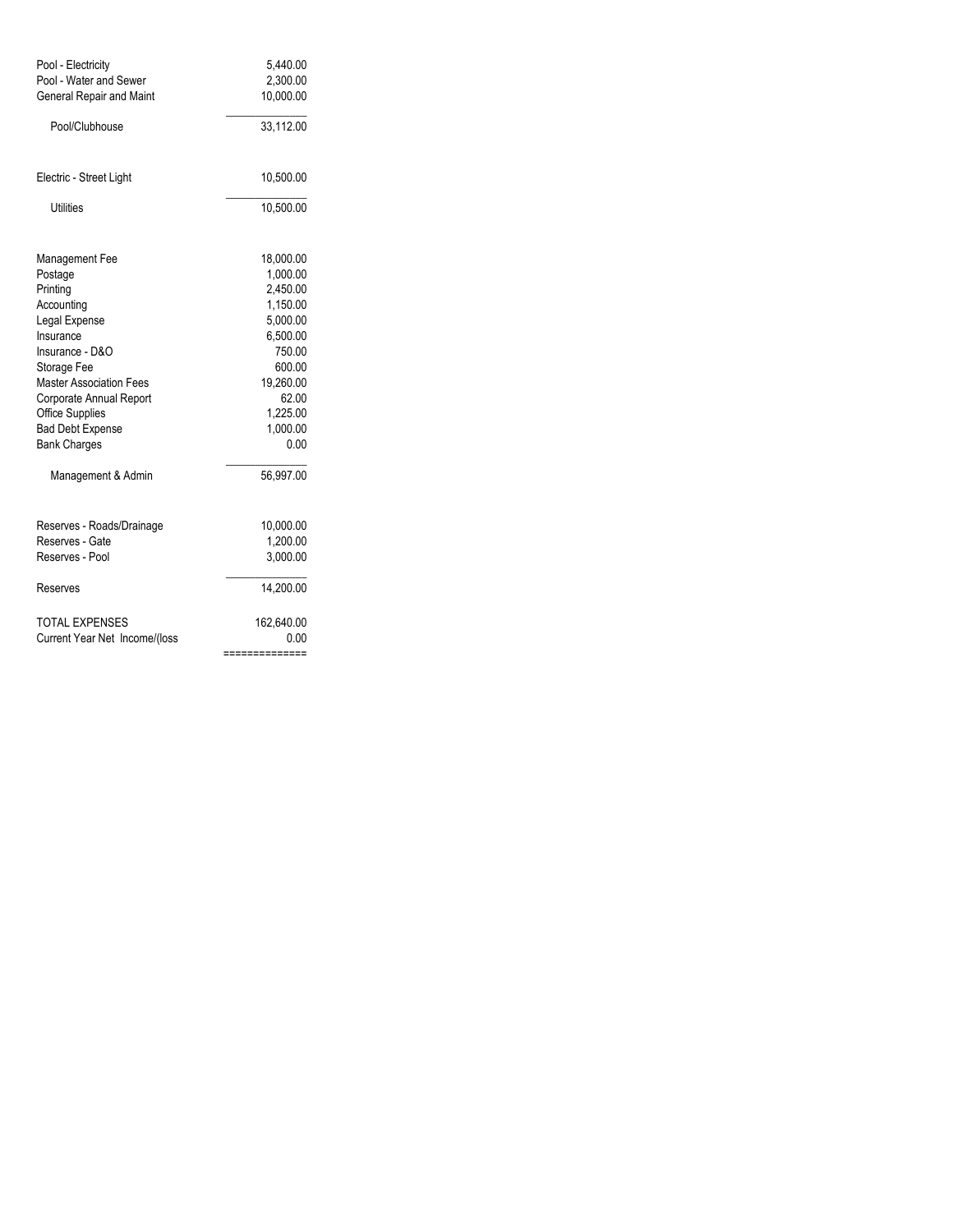| | |
|---|---|
| Pool - Electricity | 5,440.00 |
| Pool - Water and Sewer | 2,300.00 |
| General Repair and Maint | 10,000.00 |
| Pool/Clubhouse | 33,112.00 |
| | |
| Electric - Street Light | 10,500.00 |
| Utilities | 10,500.00 |
| | |
| Management Fee | 18,000.00 |
| Postage | 1,000.00 |
| Printing | 2,450.00 |
| Accounting | 1,150.00 |
| Legal Expense | 5,000.00 |
| Insurance | 6,500.00 |
| Insurance - D&O | 750.00 |
| Storage Fee | 600.00 |
| Master Association Fees | 19,260.00 |
| Corporate Annual Report | 62.00 |
| Office Supplies | 1,225.00 |
| Bad Debt Expense | 1,000.00 |
| Bank Charges | 0.00 |
| Management & Admin | 56,997.00 |
| | |
| Reserves - Roads/Drainage | 10,000.00 |
| Reserves - Gate | 1,200.00 |
| Reserves - Pool | 3,000.00 |
| Reserves | 14,200.00 |
| | |
| TOTAL EXPENSES | 162,640.00 |
| Current Year Net Income/(loss | 0.00 |